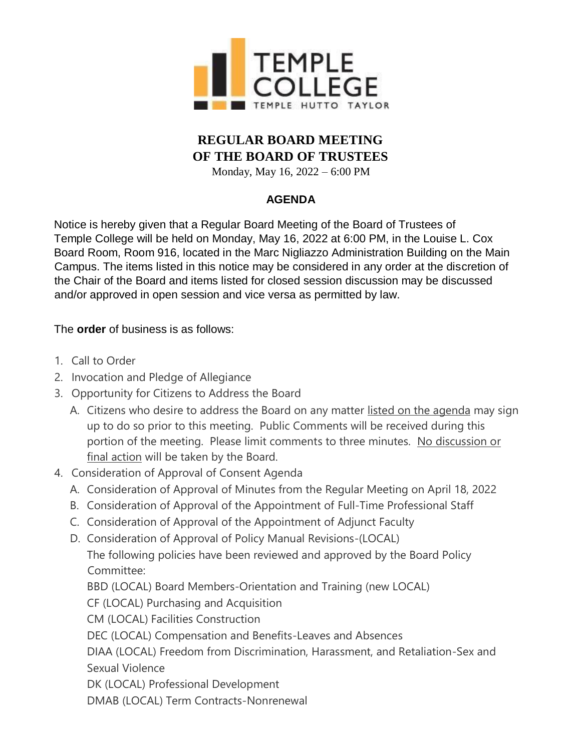# REGULAR BOARD MEETING OF THE BOARD OF TRUSTEES

Monday, May 16, 2022 – 6:00 PM

## AGENDA

Notice is hereby given that a Regular Board Meeting of the Board of Trustees of Temple College will be held on Monday, May 16, 2022 at 6:00 PM, in the Louise L. Cox Board Room, Room 916, located in the Marc Nigliazzo Administration Building on the Main Campus. The items listed in this notice may be considered in any order at the discretion of the Chair of the Board and items listed for closed session discussion may be discussed and/or approved in open session and vice versa as permitted by law.

The **order** of business is as follows:

1. Call to Order
2. Invocation and Pledge of Allegiance
3. Opportunity for Citizens to Address the Board
   A. Citizens who desire to address the Board on any matter listed on the agenda may sign up to do so prior to this meeting. Public Comments will be received during this portion of the meeting. Please limit comments to three minutes. No discussion or final action will be taken by the Board.
4. Consideration of Approval of Consent Agenda
   A. Consideration of Approval of Minutes from the Regular Meeting on April 18, 2022
   B. Consideration of Approval of the Appointment of Full-Time Professional Staff
   C. Consideration of Approval of the Appointment of Adjunct Faculty
   D. Consideration of Approval of Policy Manual Revisions-(LOCAL)
      The following policies have been reviewed and approved by the Board Policy Committee:
      BBD (LOCAL) Board Members-Orientation and Training (new LOCAL)
      CF (LOCAL) Purchasing and Acquisition
      CM (LOCAL) Facilities Construction
      DEC (LOCAL) Compensation and Benefits-Leaves and Absences
      DIAA (LOCAL) Freedom from Discrimination, Harassment, and Retaliation-Sex and Sexual Violence
      DK (LOCAL) Professional Development
      DMAB (LOCAL) Term Contracts-Nonrenewal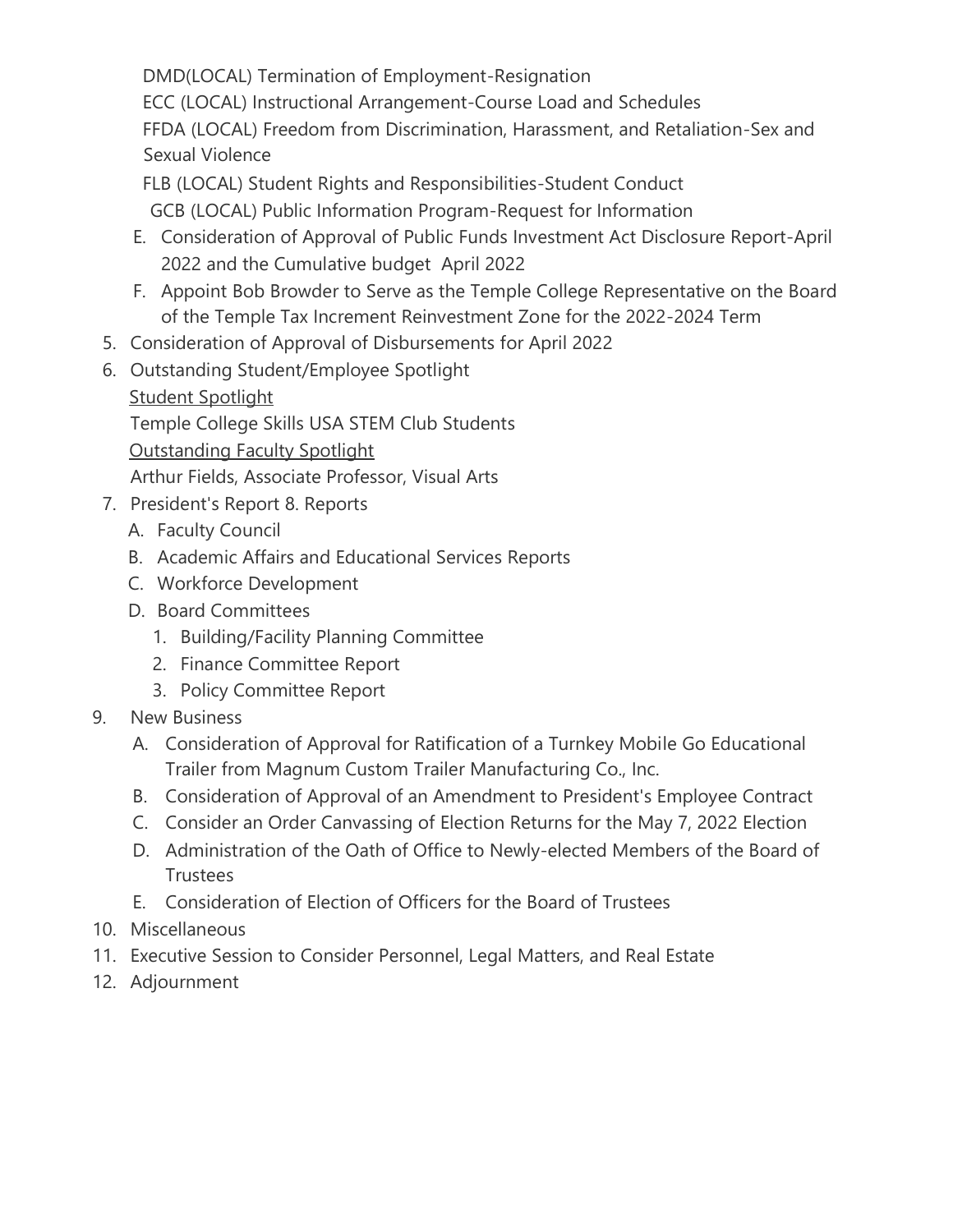DMD(LOCAL) Termination of Employment-Resignation
    ECC (LOCAL) Instructional Arrangement-Course Load and Schedules
    FFDA (LOCAL) Freedom from Discrimination, Harassment, and Retaliation-Sex and Sexual Violence
    FLB (LOCAL) Student Rights and Responsibilities-Student Conduct
    GCB (LOCAL) Public Information Program-Request for Information

   E. Consideration of Approval of Public Funds Investment Act Disclosure Report-April 2022 and the Cumulative budget April 2022
   F. Appoint Bob Browder to Serve as the Temple College Representative on the Board of the Temple Tax Increment Reinvestment Zone for the 2022-2024 Term

5. Consideration of Approval of Disbursements for April 2022
6. Outstanding Student/Employee Spotlight
   Student Spotlight
   Temple College Skills USA STEM Club Students
   Outstanding Faculty Spotlight
   Arthur Fields, Associate Professor, Visual Arts
7. President's Report 8. Reports
   A. Faculty Council
   B. Academic Affairs and Educational Services Reports
   C. Workforce Development
   D. Board Committees
      1. Building/Facility Planning Committee
      2. Finance Committee Report
      3. Policy Committee Report
9. New Business
   A. Consideration of Approval for Ratification of a Turnkey Mobile Go Educational Trailer from Magnum Custom Trailer Manufacturing Co., Inc.
   B. Consideration of Approval of an Amendment to President's Employee Contract
   C. Consider an Order Canvassing of Election Returns for the May 7, 2022 Election
   D. Administration of the Oath of Office to Newly-elected Members of the Board of Trustees
   E. Consideration of Election of Officers for the Board of Trustees
10. Miscellaneous
11. Executive Session to Consider Personnel, Legal Matters, and Real Estate
12. Adjournment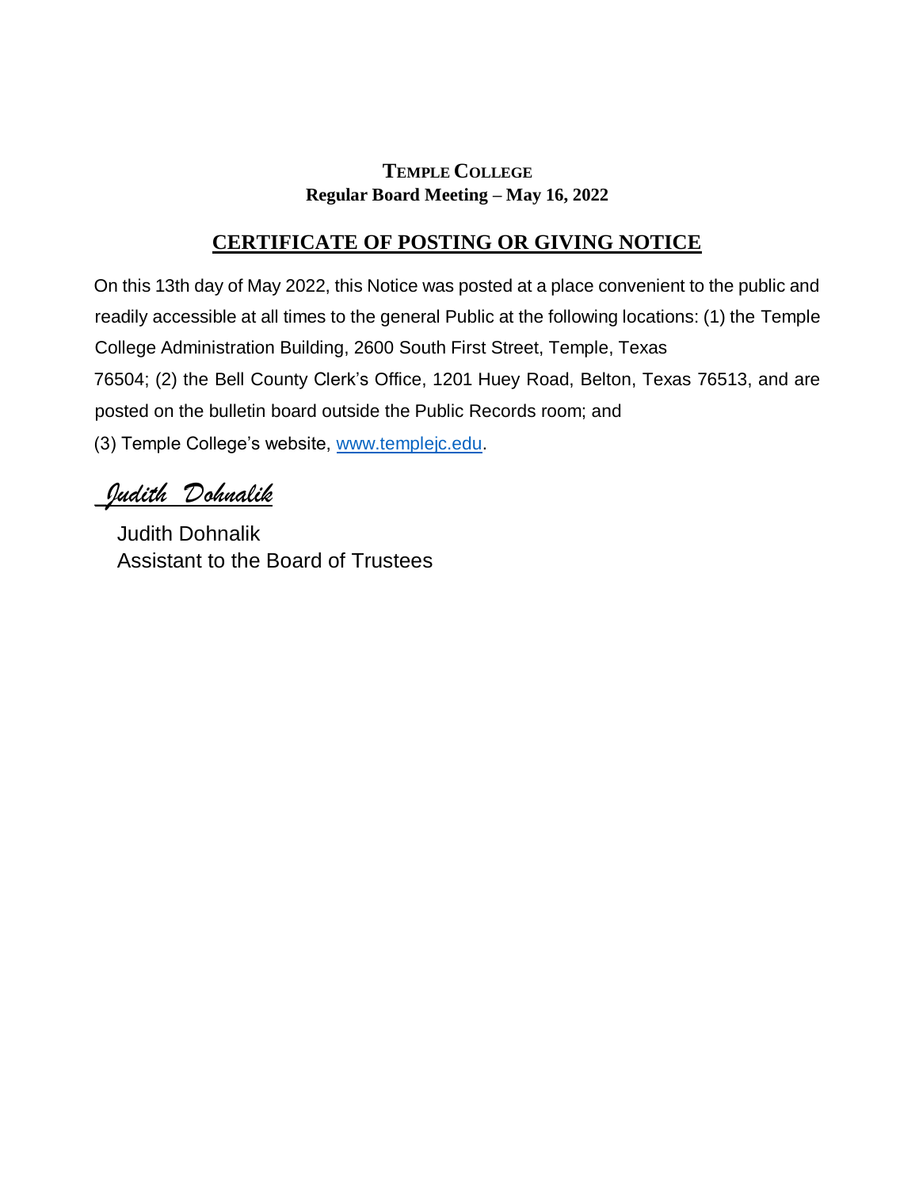**TEMPLE COLLEGE**
**Regular Board Meeting – May 16, 2022**

## CERTIFICATE OF POSTING OR GIVING NOTICE

On this 13th day of May 2022, this Notice was posted at a place convenient to the public and readily accessible at all times to the general Public at the following locations: (1) the Temple College Administration Building, 2600 South First Street, Temple, Texas 76504; (2) the Bell County Clerk's Office, 1201 Huey Road, Belton, Texas 76513, and are posted on the bulletin board outside the Public Records room; and (3) Temple College's website, www.templejc.edu.

*Judith Dohnalik*

Judith Dohnalik
Assistant to the Board of Trustees